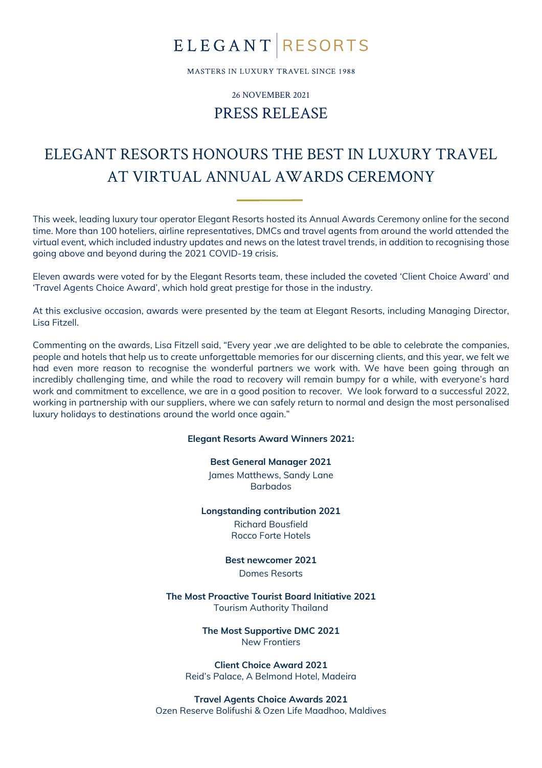# ELEGANT | RESORTS

MASTERS IN LUXURY TRAVEL SINCE 1988

26 NOVEMBER 2021

## PRESS RELEASE

# ELEGANT RESORTS HONOURS THE BEST IN LUXURY TRAVEL AT VIRTUAL ANNUAL AWARDS CEREMONY

This week, leading luxury tour operator Elegant Resorts hosted its Annual Awards Ceremony online for the second time. More than 100 hoteliers, airline representatives, DMCs and travel agents from around the world attended the virtual event, which included industry updates and news on the latest travel trends, in addition to recognising those going above and beyond during the 2021 COVID-19 crisis.

Eleven awards were voted for by the Elegant Resorts team, these included the coveted 'Client Choice Award' and 'Travel Agents Choice Award', which hold great prestige for those in the industry.

At this exclusive occasion, awards were presented by the team at Elegant Resorts, including Managing Director, Lisa Fitzell.

Commenting on the awards, Lisa Fitzell said, "Every year ,we are delighted to be able to celebrate the companies, people and hotels that help us to create unforgettable memories for our discerning clients, and this year, we felt we had even more reason to recognise the wonderful partners we work with. We have been going through an incredibly challenging time, and while the road to recovery will remain bumpy for a while, with everyone's hard work and commitment to excellence, we are in a good position to recover.  We look forward to a successful 2022, working in partnership with our suppliers, where we can safely return to normal and design the most personalised luxury holidays to destinations around the world once again."

**Elegant Resorts Award Winners 2021:**

**Best General Manager 2021**
James Matthews, Sandy Lane
Barbados

**Longstanding contribution 2021**
Richard Bousfield
Rocco Forte Hotels

**Best newcomer 2021**
Domes Resorts

**The Most Proactive Tourist Board Initiative 2021**
Tourism Authority Thailand

**The Most Supportive DMC 2021**
New Frontiers

**Client Choice Award 2021**
Reid's Palace, A Belmond Hotel, Madeira

**Travel Agents Choice Awards 2021**
Ozen Reserve Bolifushi & Ozen Life Maadhoo, Maldives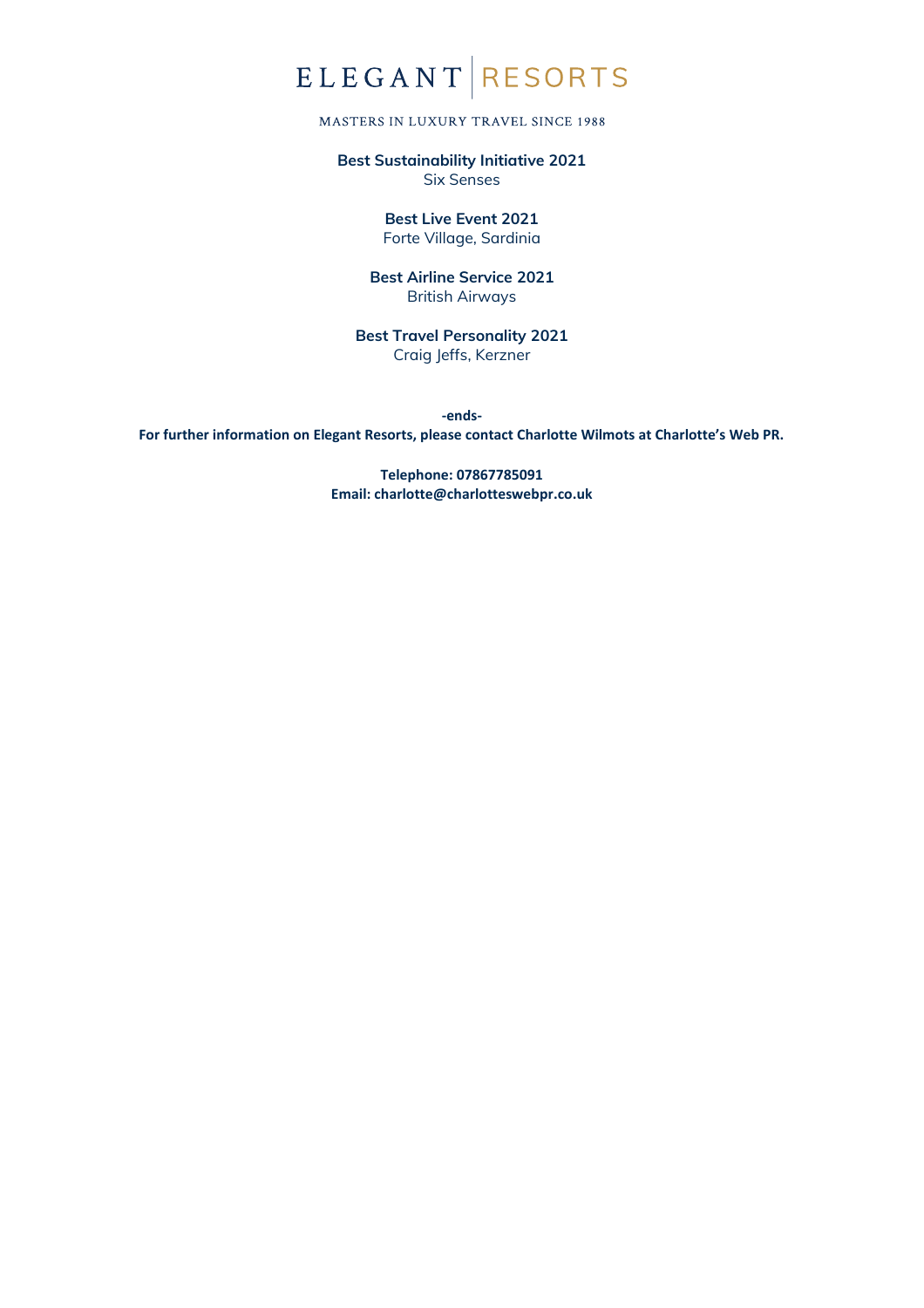ELEGANT | RESORTS

MASTERS IN LUXURY TRAVEL SINCE 1988

**Best Sustainability Initiative 2021**
Six Senses

**Best Live Event 2021**
Forte Village, Sardinia

**Best Airline Service 2021**
British Airways

**Best Travel Personality 2021**
Craig Jeffs, Kerzner

**-ends-**

**For further information on Elegant Resorts, please contact Charlotte Wilmots at Charlotte's Web PR.**

**Telephone: 07867785091**
**Email: charlotte@charlotteswebpr.co.uk**